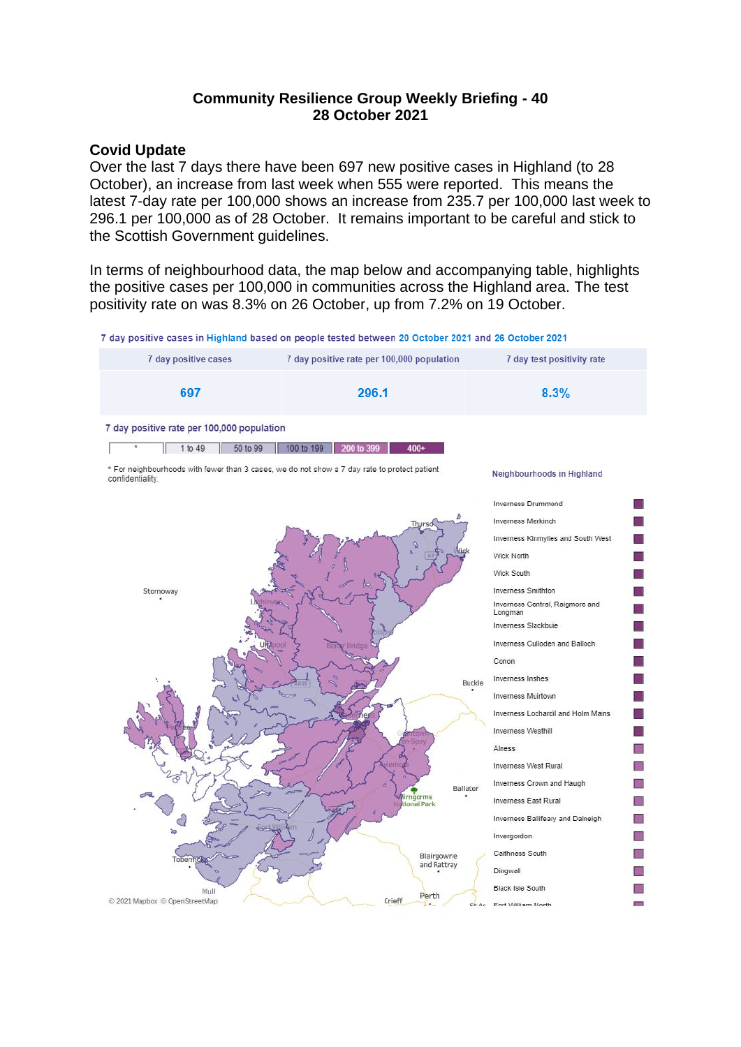**Community Resilience Group Weekly Briefing - 40**
**28 October 2021**

## Covid Update

Over the last 7 days there have been 697 new positive cases in Highland (to 28 October), an increase from last week when 555 were reported. This means the latest 7-day rate per 100,000 shows an increase from 235.7 per 100,000 last week to 296.1 per 100,000 as of 28 October. It remains important to be careful and stick to the Scottish Government guidelines.

In terms of neighbourhood data, the map below and accompanying table, highlights the positive cases per 100,000 in communities across the Highland area. The test positivity rate on was 8.3% on 26 October, up from 7.2% on 19 October.

7 day positive cases in Highland based on people tested between 20 October 2021 and 26 October 2021

| 7 day positive cases | 7 day positive rate per 100,000 population | 7 day test positivity rate |
|---|---|---|
| 697 | 296.1 | 8.3% |

7 day positive rate per 100,000 population

| * | 1 to 49 | 50 to 99 | 100 to 199 | 200 to 399 | 400+ |
|---|---|---|---|---|---|

* For neighbourhoods with fewer than 3 cases, we do not show a 7 day rate to protect patient confidentiality.

© 2021 Mapbox © OpenStreetMap

Neighbourhoods in Highland

- Inverness Drummond
- Inverness Merkinch
- Inverness Kinmylies and South West
- Wick North
- Wick South
- Inverness Smithton
- Inverness Central, Raigmore and Longman
- Inverness Slackbuie
- Inverness Culloden and Balloch
- Conon
- Inverness Inshes
- Inverness Muirtown
- Inverness Lochardil and Holm Mains
- Inverness Westhill
- Alness
- Inverness West Rural
- Inverness Crown and Haugh
- Inverness East Rural
- Inverness Ballifeary and Dalneigh
- Invergordon
- Caithness South
- Dingwall
- Black Isle South
- Fort William North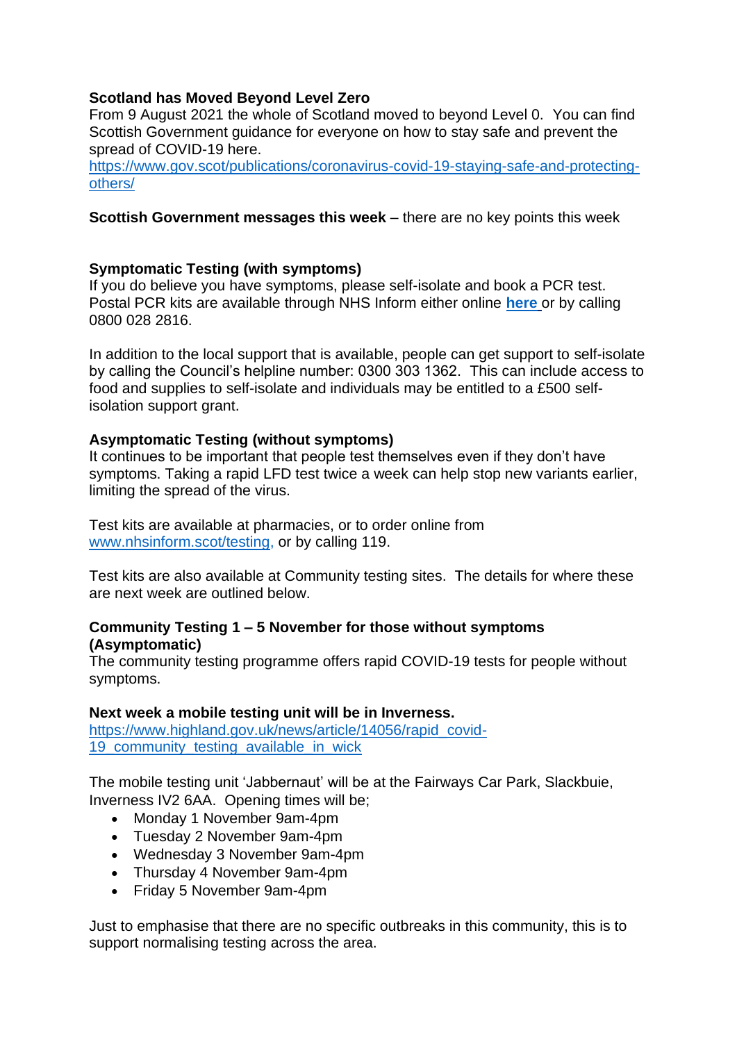**Scotland has Moved Beyond Level Zero**
From 9 August 2021 the whole of Scotland moved to beyond Level 0. You can find Scottish Government guidance for everyone on how to stay safe and prevent the spread of COVID-19 here.
https://www.gov.scot/publications/coronavirus-covid-19-staying-safe-and-protecting-others/

**Scottish Government messages this week** – there are no key points this week

**Symptomatic Testing (with symptoms)**
If you do believe you have symptoms, please self-isolate and book a PCR test. Postal PCR kits are available through NHS Inform either online **here** or by calling 0800 028 2816.

In addition to the local support that is available, people can get support to self-isolate by calling the Council's helpline number: 0300 303 1362. This can include access to food and supplies to self-isolate and individuals may be entitled to a £500 self-isolation support grant.

**Asymptomatic Testing (without symptoms)**
It continues to be important that people test themselves even if they don't have symptoms. Taking a rapid LFD test twice a week can help stop new variants earlier, limiting the spread of the virus.

Test kits are available at pharmacies, or to order online from www.nhsinform.scot/testing, or by calling 119.

Test kits are also available at Community testing sites. The details for where these are next week are outlined below.

**Community Testing 1 – 5 November for those without symptoms (Asymptomatic)**
The community testing programme offers rapid COVID-19 tests for people without symptoms.

**Next week a mobile testing unit will be in Inverness.**
https://www.highland.gov.uk/news/article/14056/rapid_covid-19_community_testing_available_in_wick

The mobile testing unit 'Jabbernaut' will be at the Fairways Car Park, Slackbuie, Inverness IV2 6AA. Opening times will be;

- Monday 1 November 9am-4pm
- Tuesday 2 November 9am-4pm
- Wednesday 3 November 9am-4pm
- Thursday 4 November 9am-4pm
- Friday 5 November 9am-4pm

Just to emphasise that there are no specific outbreaks in this community, this is to support normalising testing across the area.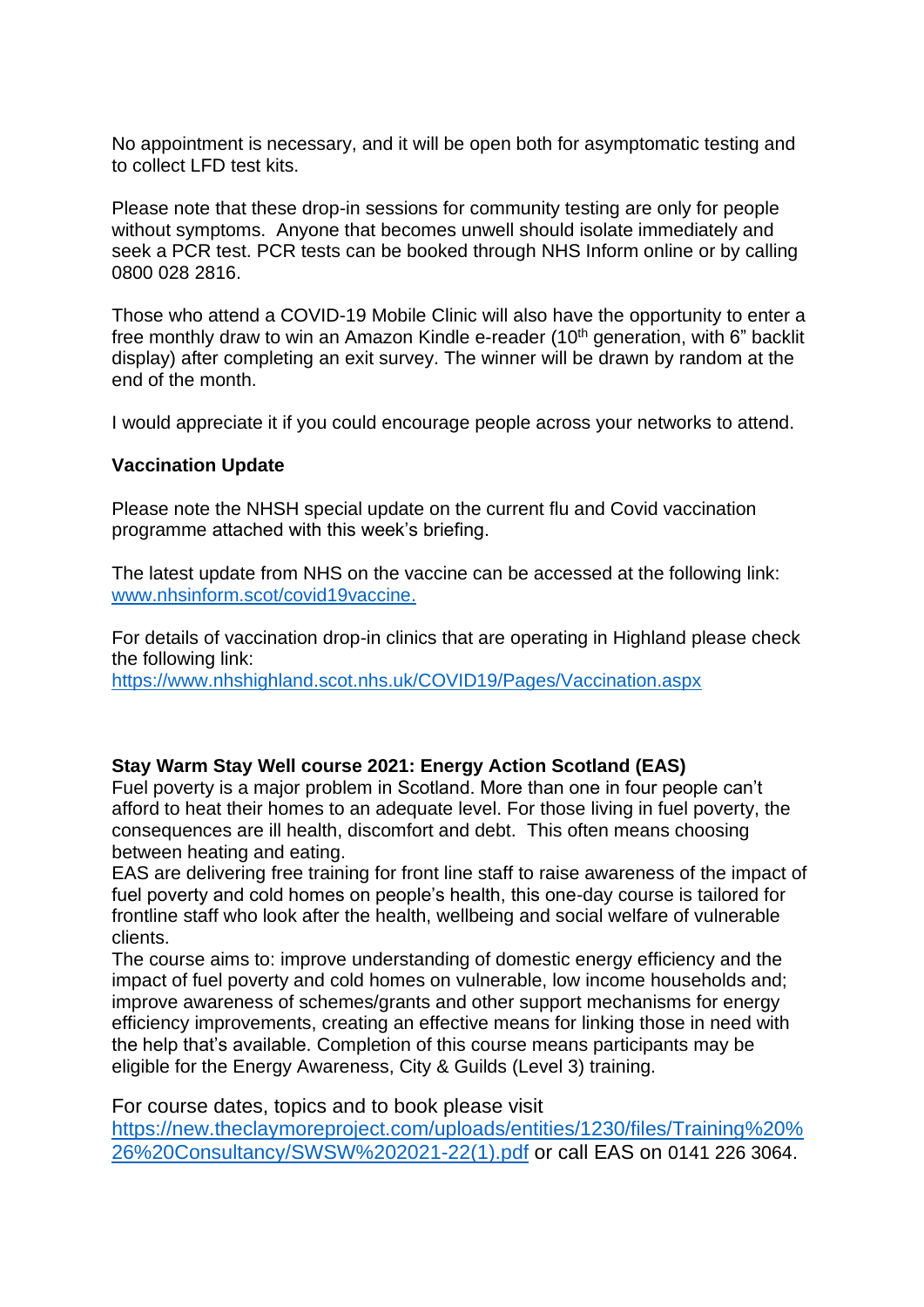No appointment is necessary, and it will be open both for asymptomatic testing and to collect LFD test kits.

Please note that these drop-in sessions for community testing are only for people without symptoms. Anyone that becomes unwell should isolate immediately and seek a PCR test. PCR tests can be booked through NHS Inform online or by calling 0800 028 2816.

Those who attend a COVID-19 Mobile Clinic will also have the opportunity to enter a free monthly draw to win an Amazon Kindle e-reader (10th generation, with 6" backlit display) after completing an exit survey. The winner will be drawn by random at the end of the month.

I would appreciate it if you could encourage people across your networks to attend.

**Vaccination Update**

Please note the NHSH special update on the current flu and Covid vaccination programme attached with this week's briefing.

The latest update from NHS on the vaccine can be accessed at the following link: [www.nhsinform.scot/covid19vaccine.](http://www.nhsinform.scot/covid19vaccine)

For details of vaccination drop-in clinics that are operating in Highland please check the following link:
[https://www.nhshighland.scot.nhs.uk/COVID19/Pages/Vaccination.aspx](https://www.nhshighland.scot.nhs.uk/COVID19/Pages/Vaccination.aspx)

**Stay Warm Stay Well course 2021: Energy Action Scotland (EAS)**

Fuel poverty is a major problem in Scotland. More than one in four people can't afford to heat their homes to an adequate level. For those living in fuel poverty, the consequences are ill health, discomfort and debt. This often means choosing between heating and eating.

EAS are delivering free training for front line staff to raise awareness of the impact of fuel poverty and cold homes on people's health, this one-day course is tailored for frontline staff who look after the health, wellbeing and social welfare of vulnerable clients.

The course aims to: improve understanding of domestic energy efficiency and the impact of fuel poverty and cold homes on vulnerable, low income households and; improve awareness of schemes/grants and other support mechanisms for energy efficiency improvements, creating an effective means for linking those in need with the help that's available. Completion of this course means participants may be eligible for the Energy Awareness, City & Guilds (Level 3) training.

For course dates, topics and to book please visit [https://new.theclaymoreproject.com/uploads/entities/1230/files/Training%20%26%20Consultancy/SWSW%202021-22(1).pdf](https://new.theclaymoreproject.com/uploads/entities/1230/files/Training%20%26%20Consultancy/SWSW%202021-22(1).pdf) or call EAS on 0141 226 3064.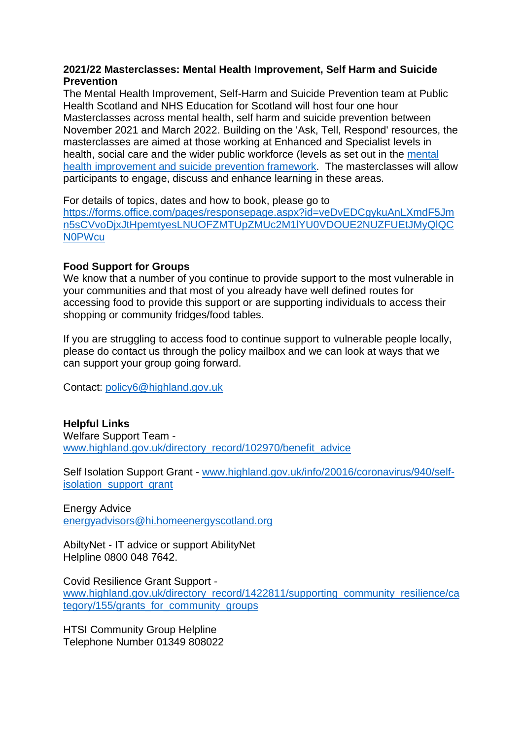**2021/22 Masterclasses: Mental Health Improvement, Self Harm and Suicide Prevention**

The Mental Health Improvement, Self-Harm and Suicide Prevention team at Public Health Scotland and NHS Education for Scotland will host four one hour Masterclasses across mental health, self harm and suicide prevention between November 2021 and March 2022. Building on the 'Ask, Tell, Respond' resources, the masterclasses are aimed at those working at Enhanced and Specialist levels in health, social care and the wider public workforce (levels as set out in the mental health improvement and suicide prevention framework. The masterclasses will allow participants to engage, discuss and enhance learning in these areas.

For details of topics, dates and how to book, please go to https://forms.office.com/pages/responsepage.aspx?id=veDvEDCgykuAnLXmdF5Jmn5sCVvoDjxJtHpemtyesLNUOFZMTUpZMUc2M1lYU0VDOUE2NUZFUEtJMyQlQCN0PWcu

**Food Support for Groups**

We know that a number of you continue to provide support to the most vulnerable in your communities and that most of you already have well defined routes for accessing food to provide this support or are supporting individuals to access their shopping or community fridges/food tables.

If you are struggling to access food to continue support to vulnerable people locally, please do contact us through the policy mailbox and we can look at ways that we can support your group going forward.

Contact: policy6@highland.gov.uk

**Helpful Links**

Welfare Support Team - www.highland.gov.uk/directory_record/102970/benefit_advice

Self Isolation Support Grant - www.highland.gov.uk/info/20016/coronavirus/940/self-isolation_support_grant

Energy Advice
energyadvisors@hi.homeenergyscotland.org

AbiltyNet - IT advice or support AbilityNet
Helpline 0800 048 7642.

Covid Resilience Grant Support - www.highland.gov.uk/directory_record/1422811/supporting_community_resilience/category/155/grants_for_community_groups

HTSI Community Group Helpline
Telephone Number 01349 808022